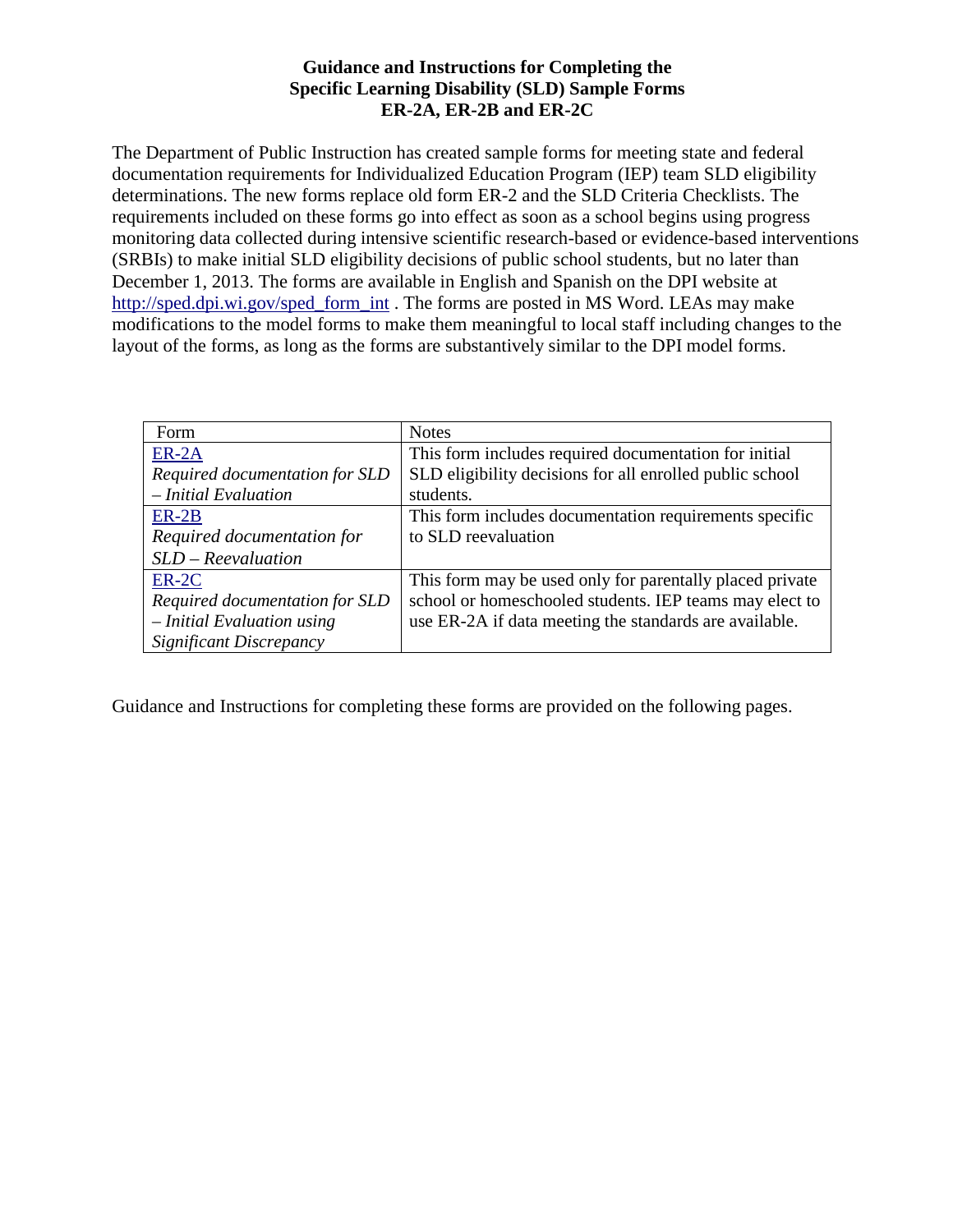# Guidance and Instructions for Completing the Specific Learning Disability (SLD) Sample Forms ER-2A, ER-2B and ER-2C

The Department of Public Instruction has created sample forms for meeting state and federal documentation requirements for Individualized Education Program (IEP) team SLD eligibility determinations. The new forms replace old form ER-2 and the SLD Criteria Checklists. The requirements included on these forms go into effect as soon as a school begins using progress monitoring data collected during intensive scientific research-based or evidence-based interventions (SRBIs) to make initial SLD eligibility decisions of public school students, but no later than December 1, 2013. The forms are available in English and Spanish on the DPI website at [http://sped.dpi.wi.gov/sped_form_int](http://sped.dpi.wi.gov/sped_form_int) . The forms are posted in MS Word. LEAs may make modifications to the model forms to make them meaningful to local staff including changes to the layout of the forms, as long as the forms are substantively similar to the DPI model forms.

| Form | Notes |
|---|---|
| ER-2A *Required documentation for SLD – Initial Evaluation* | This form includes required documentation for initial SLD eligibility decisions for all enrolled public school students. |
| ER-2B *Required documentation for SLD – Reevaluation* | This form includes documentation requirements specific to SLD reevaluation |
| ER-2C *Required documentation for SLD – Initial Evaluation using Significant Discrepancy* | This form may be used only for parentally placed private school or homeschooled students. IEP teams may elect to use ER-2A if data meeting the standards are available. |

Guidance and Instructions for completing these forms are provided on the following pages.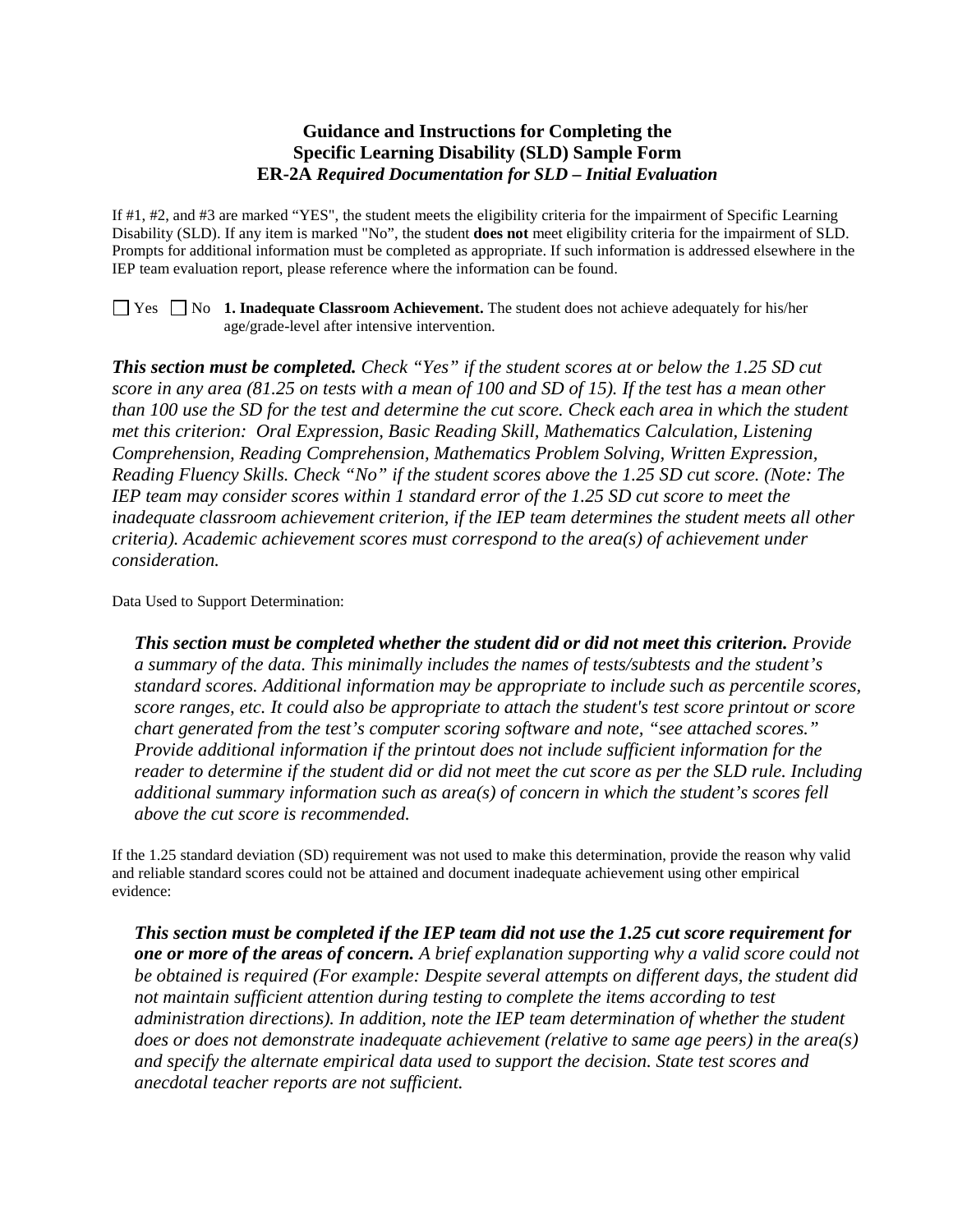## Guidance and Instructions for Completing the Specific Learning Disability (SLD) Sample Form

### ER-2A *Required Documentation for SLD – Initial Evaluation*

If #1, #2, and #3 are marked "YES", the student meets the eligibility criteria for the impairment of Specific Learning Disability (SLD). If any item is marked "No", the student **does not** meet eligibility criteria for the impairment of SLD. Prompts for additional information must be completed as appropriate. If such information is addressed elsewhere in the IEP team evaluation report, please reference where the information can be found.

☐ Yes ☐ No **1. Inadequate Classroom Achievement.** The student does not achieve adequately for his/her age/grade-level after intensive intervention.

***This section must be completed.*** *Check "Yes" if the student scores at or below the 1.25 SD cut score in any area (81.25 on tests with a mean of 100 and SD of 15). If the test has a mean other than 100 use the SD for the test and determine the cut score. Check each area in which the student met this criterion: Oral Expression, Basic Reading Skill, Mathematics Calculation, Listening Comprehension, Reading Comprehension, Mathematics Problem Solving, Written Expression, Reading Fluency Skills. Check "No" if the student scores above the 1.25 SD cut score. (Note: The IEP team may consider scores within 1 standard error of the 1.25 SD cut score to meet the inadequate classroom achievement criterion, if the IEP team determines the student meets all other criteria). Academic achievement scores must correspond to the area(s) of achievement under consideration.*

Data Used to Support Determination:

***This section must be completed whether the student did or did not meet this criterion.*** *Provide a summary of the data. This minimally includes the names of tests/subtests and the student's standard scores. Additional information may be appropriate to include such as percentile scores, score ranges, etc. It could also be appropriate to attach the student's test score printout or score chart generated from the test's computer scoring software and note, "see attached scores." Provide additional information if the printout does not include sufficient information for the reader to determine if the student did or did not meet the cut score as per the SLD rule. Including additional summary information such as area(s) of concern in which the student's scores fell above the cut score is recommended.*

If the 1.25 standard deviation (SD) requirement was not used to make this determination, provide the reason why valid and reliable standard scores could not be attained and document inadequate achievement using other empirical evidence:

***This section must be completed if the IEP team did not use the 1.25 cut score requirement for one or more of the areas of concern.*** *A brief explanation supporting why a valid score could not be obtained is required (For example: Despite several attempts on different days, the student did not maintain sufficient attention during testing to complete the items according to test administration directions). In addition, note the IEP team determination of whether the student does or does not demonstrate inadequate achievement (relative to same age peers) in the area(s) and specify the alternate empirical data used to support the decision. State test scores and anecdotal teacher reports are not sufficient.*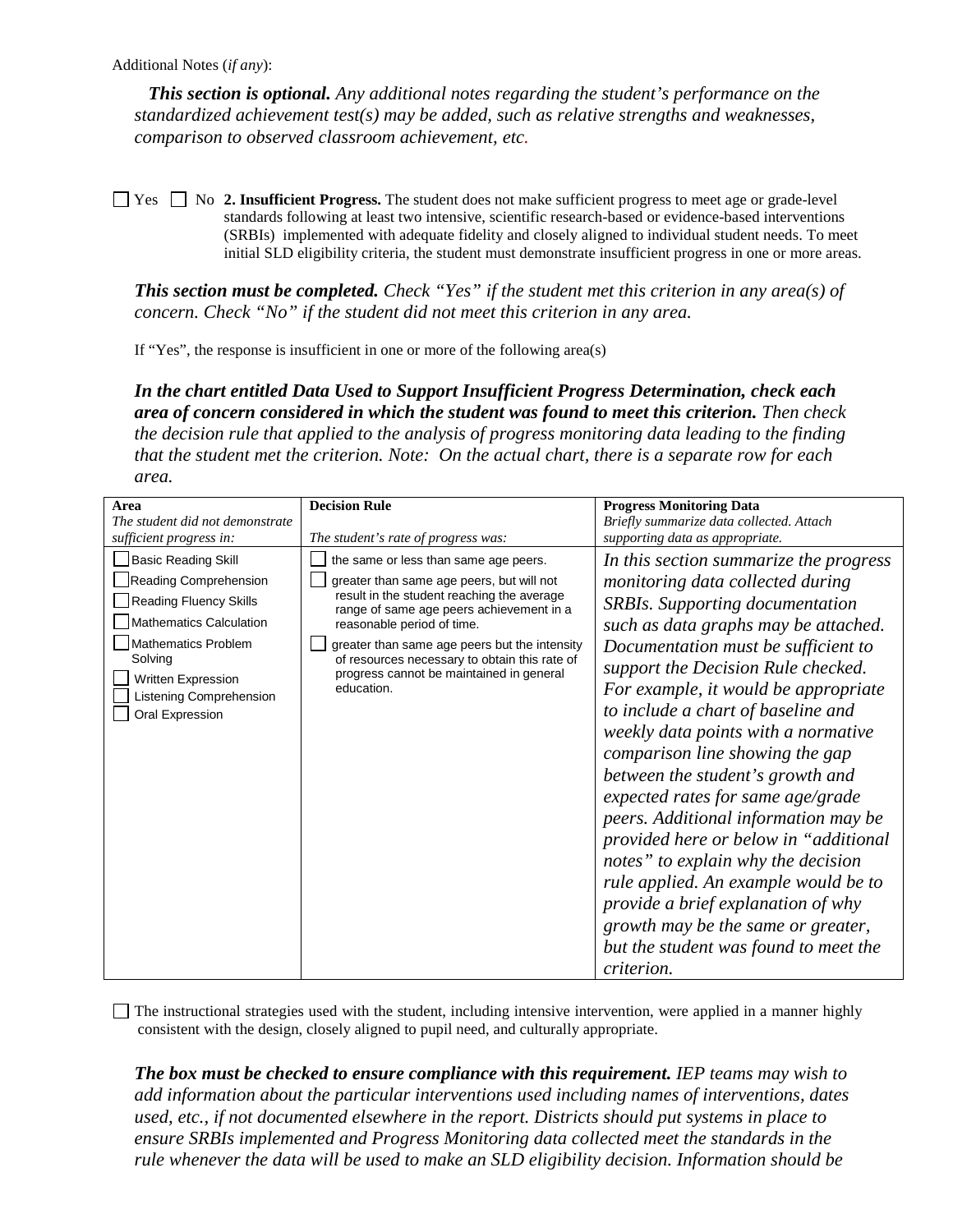Additional Notes (*if any*):

***This section is optional.*** *Any additional notes regarding the student's performance on the standardized achievement test(s) may be added, such as relative strengths and weaknesses, comparison to observed classroom achievement, etc.*

☐ Yes ☐ No **2. Insufficient Progress.** The student does not make sufficient progress to meet age or grade-level standards following at least two intensive, scientific research-based or evidence-based interventions (SRBIs) implemented with adequate fidelity and closely aligned to individual student needs. To meet initial SLD eligibility criteria, the student must demonstrate insufficient progress in one or more areas.

***This section must be completed.*** *Check "Yes" if the student met this criterion in any area(s) of concern. Check "No" if the student did not meet this criterion in any area.*

If "Yes", the response is insufficient in one or more of the following area(s)

***In the chart entitled Data Used to Support Insufficient Progress Determination, check each area of concern considered in which the student was found to meet this criterion.*** *Then check the decision rule that applied to the analysis of progress monitoring data leading to the finding that the student met the criterion. Note: On the actual chart, there is a separate row for each area.*

| **Area**<br>*The student did not demonstrate sufficient progress in:* | **Decision Rule**<br>*The student's rate of progress was:* | **Progress Monitoring Data**<br>*Briefly summarize data collected. Attach supporting data as appropriate.* |
|---|---|---|
| ☐ Basic Reading Skill<br>☐ Reading Comprehension<br>☐ Reading Fluency Skills<br>☐ Mathematics Calculation<br>☐ Mathematics Problem Solving<br>☐ Written Expression<br>☐ Listening Comprehension<br>☐ Oral Expression | ☐ the same or less than same age peers.<br>☐ greater than same age peers, but will not result in the student reaching the average range of same age peers achievement in a reasonable period of time.<br>☐ greater than same age peers but the intensity of resources necessary to obtain this rate of progress cannot be maintained in general education. | *In this section summarize the progress monitoring data collected during SRBIs. Supporting documentation such as data graphs may be attached. Documentation must be sufficient to support the Decision Rule checked. For example, it would be appropriate to include a chart of baseline and weekly data points with a normative comparison line showing the gap between the student's growth and expected rates for same age/grade peers. Additional information may be provided here or below in "additional notes" to explain why the decision rule applied. An example would be to provide a brief explanation of why growth may be the same or greater, but the student was found to meet the criterion.* |

☐ The instructional strategies used with the student, including intensive intervention, were applied in a manner highly consistent with the design, closely aligned to pupil need, and culturally appropriate.

***The box must be checked to ensure compliance with this requirement.*** *IEP teams may wish to add information about the particular interventions used including names of interventions, dates used, etc., if not documented elsewhere in the report. Districts should put systems in place to ensure SRBIs implemented and Progress Monitoring data collected meet the standards in the rule whenever the data will be used to make an SLD eligibility decision. Information should be*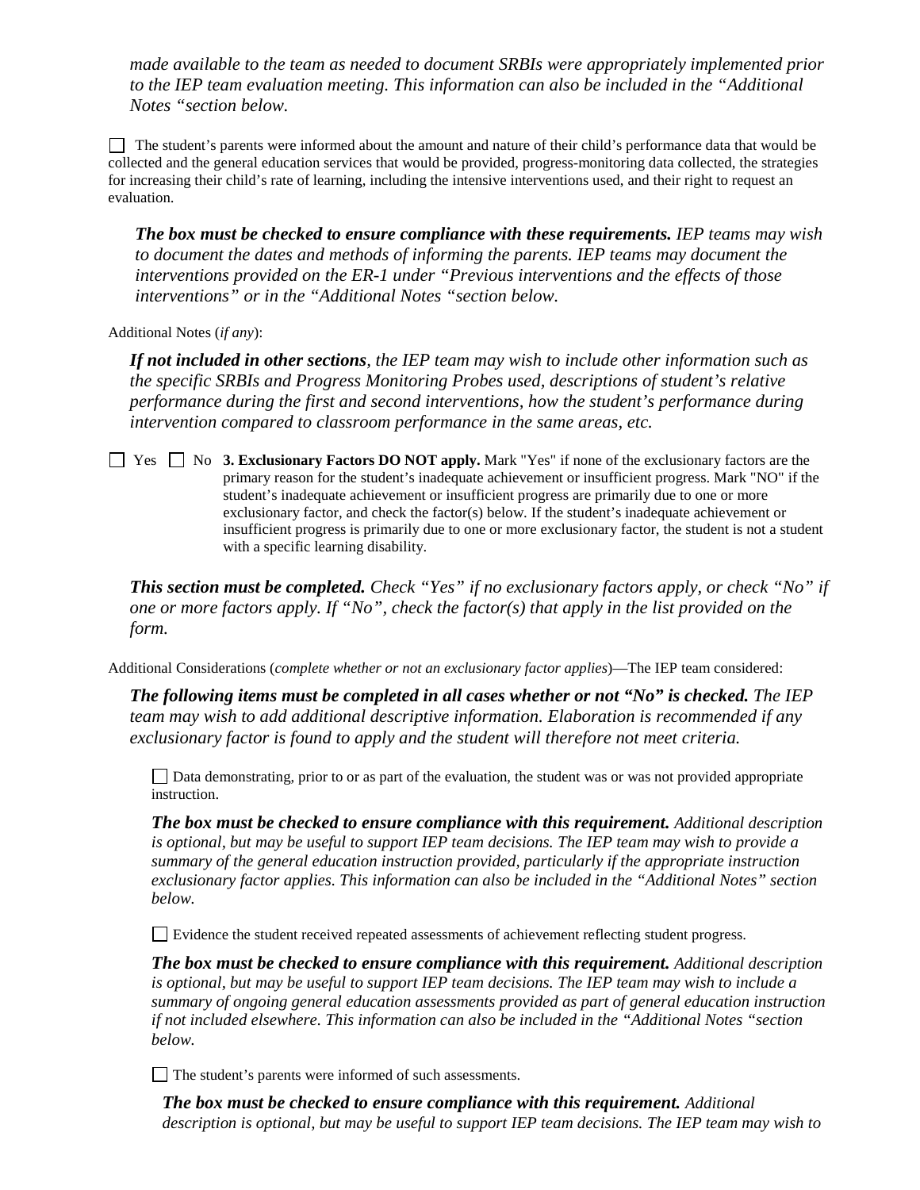*made available to the team as needed to document SRBIs were appropriately implemented prior to the IEP team evaluation meeting. This information can also be included in the "Additional Notes "section below.*

☐ The student's parents were informed about the amount and nature of their child's performance data that would be collected and the general education services that would be provided, progress-monitoring data collected, the strategies for increasing their child's rate of learning, including the intensive interventions used, and their right to request an evaluation.

***The box must be checked to ensure compliance with these requirements.*** *IEP teams may wish to document the dates and methods of informing the parents. IEP teams may document the interventions provided on the ER-1 under "Previous interventions and the effects of those interventions" or in the "Additional Notes "section below.*

Additional Notes (*if any*):

***If not included in other sections****, the IEP team may wish to include other information such as the specific SRBIs and Progress Monitoring Probes used, descriptions of student's relative performance during the first and second interventions, how the student's performance during intervention compared to classroom performance in the same areas, etc.*

☐ Yes ☐ No **3. Exclusionary Factors DO NOT apply.** Mark "Yes" if none of the exclusionary factors are the primary reason for the student's inadequate achievement or insufficient progress. Mark "NO" if the student's inadequate achievement or insufficient progress are primarily due to one or more exclusionary factor, and check the factor(s) below. If the student's inadequate achievement or insufficient progress is primarily due to one or more exclusionary factor, the student is not a student with a specific learning disability.

***This section must be completed.*** *Check "Yes" if no exclusionary factors apply, or check "No" if one or more factors apply. If "No", check the factor(s) that apply in the list provided on the form.*

Additional Considerations (*complete whether or not an exclusionary factor applies*)—The IEP team considered:

***The following items must be completed in all cases whether or not "No" is checked.*** *The IEP team may wish to add additional descriptive information. Elaboration is recommended if any exclusionary factor is found to apply and the student will therefore not meet criteria.*

☐ Data demonstrating, prior to or as part of the evaluation, the student was or was not provided appropriate instruction.

***The box must be checked to ensure compliance with this requirement.*** *Additional description is optional, but may be useful to support IEP team decisions. The IEP team may wish to provide a summary of the general education instruction provided, particularly if the appropriate instruction exclusionary factor applies. This information can also be included in the "Additional Notes" section below.*

☐ Evidence the student received repeated assessments of achievement reflecting student progress.

***The box must be checked to ensure compliance with this requirement.*** *Additional description is optional, but may be useful to support IEP team decisions. The IEP team may wish to include a summary of ongoing general education assessments provided as part of general education instruction if not included elsewhere. This information can also be included in the "Additional Notes "section below.*

☐ The student's parents were informed of such assessments.

***The box must be checked to ensure compliance with this requirement.*** *Additional description is optional, but may be useful to support IEP team decisions. The IEP team may wish to*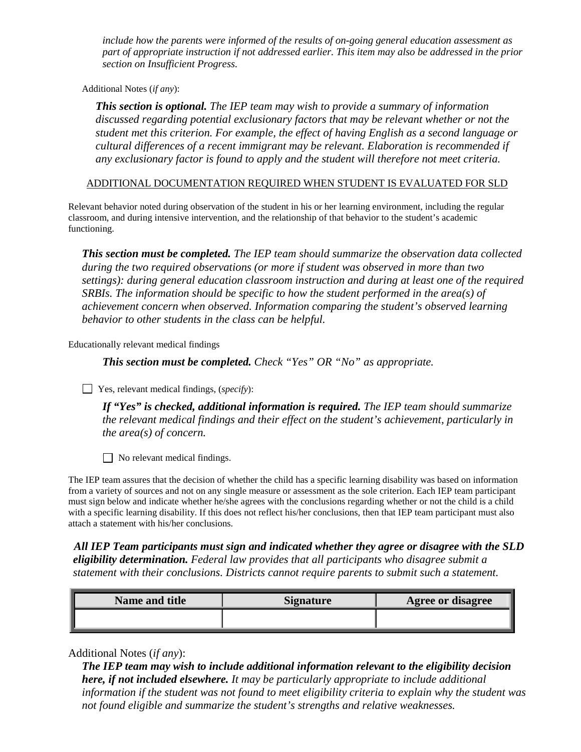*include how the parents were informed of the results of on-going general education assessment as part of appropriate instruction if not addressed earlier. This item may also be addressed in the prior section on Insufficient Progress.*

Additional Notes (*if any*):

***This section is optional.*** *The IEP team may wish to provide a summary of information discussed regarding potential exclusionary factors that may be relevant whether or not the student met this criterion. For example, the effect of having English as a second language or cultural differences of a recent immigrant may be relevant. Elaboration is recommended if any exclusionary factor is found to apply and the student will therefore not meet criteria.*

ADDITIONAL DOCUMENTATION REQUIRED WHEN STUDENT IS EVALUATED FOR SLD

Relevant behavior noted during observation of the student in his or her learning environment, including the regular classroom, and during intensive intervention, and the relationship of that behavior to the student's academic functioning.

***This section must be completed.*** *The IEP team should summarize the observation data collected during the two required observations (or more if student was observed in more than two settings): during general education classroom instruction and during at least one of the required SRBIs. The information should be specific to how the student performed in the area(s) of achievement concern when observed. Information comparing the student's observed learning behavior to other students in the class can be helpful.*

Educationally relevant medical findings

***This section must be completed.*** *Check "Yes" OR "No" as appropriate.*

☐ Yes, relevant medical findings, (*specify*):

***If "Yes" is checked, additional information is required.*** *The IEP team should summarize the relevant medical findings and their effect on the student's achievement, particularly in the area(s) of concern.*

☐ No relevant medical findings.

The IEP team assures that the decision of whether the child has a specific learning disability was based on information from a variety of sources and not on any single measure or assessment as the sole criterion. Each IEP team participant must sign below and indicate whether he/she agrees with the conclusions regarding whether or not the child is a child with a specific learning disability. If this does not reflect his/her conclusions, then that IEP team participant must also attach a statement with his/her conclusions.

***All IEP Team participants must sign and indicated whether they agree or disagree with the SLD eligibility determination.*** *Federal law provides that all participants who disagree submit a statement with their conclusions. Districts cannot require parents to submit such a statement.*

| Name and title | Signature | Agree or disagree |
|---|---|---|
| | | |

Additional Notes (*if any*):

***The IEP team may wish to include additional information relevant to the eligibility decision here, if not included elsewhere.*** *It may be particularly appropriate to include additional information if the student was not found to meet eligibility criteria to explain why the student was not found eligible and summarize the student's strengths and relative weaknesses.*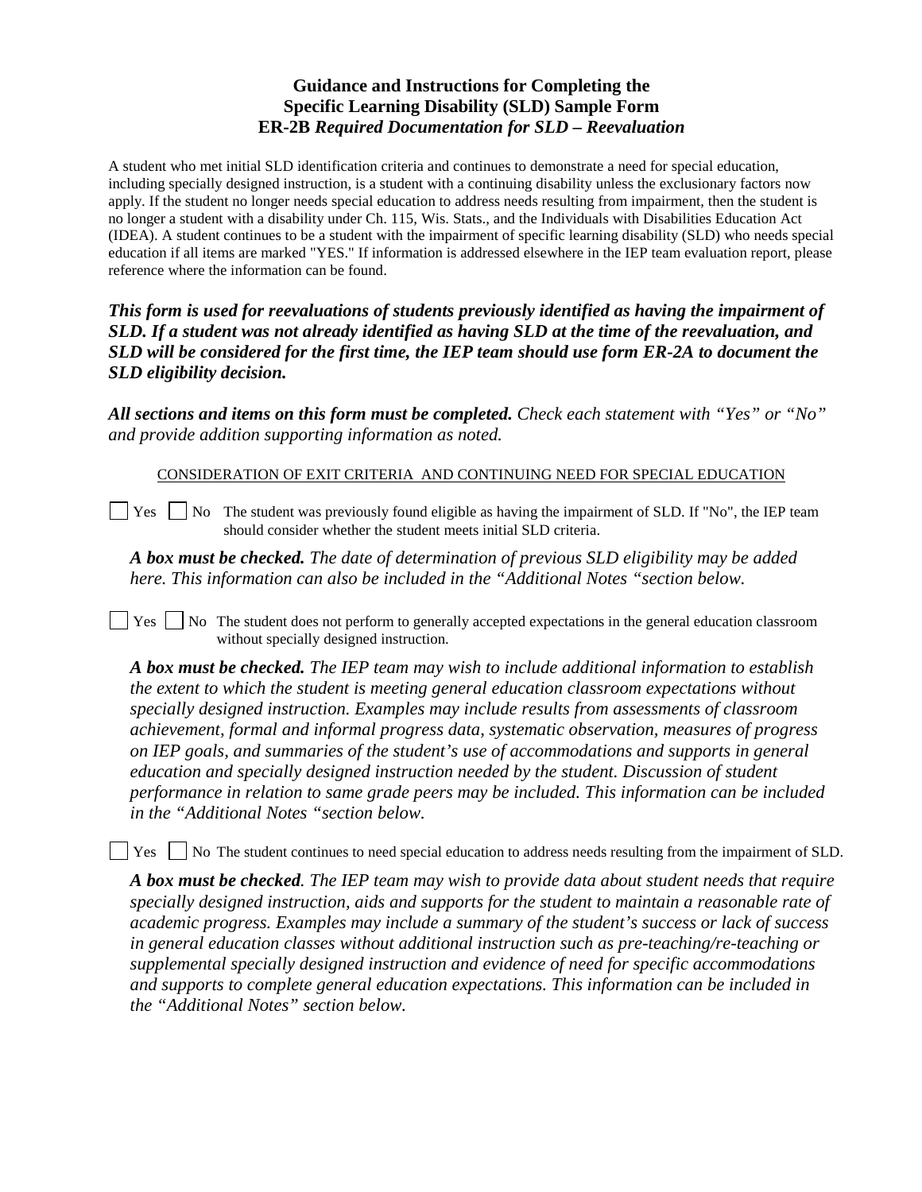## Guidance and Instructions for Completing the Specific Learning Disability (SLD) Sample Form ER-2B *Required Documentation for SLD – Reevaluation*

A student who met initial SLD identification criteria and continues to demonstrate a need for special education, including specially designed instruction, is a student with a continuing disability unless the exclusionary factors now apply. If the student no longer needs special education to address needs resulting from impairment, then the student is no longer a student with a disability under Ch. 115, Wis. Stats., and the Individuals with Disabilities Education Act (IDEA). A student continues to be a student with the impairment of specific learning disability (SLD) who needs special education if all items are marked "YES." If information is addressed elsewhere in the IEP team evaluation report, please reference where the information can be found.

***This form is used for reevaluations of students previously identified as having the impairment of SLD. If a student was not already identified as having SLD at the time of the reevaluation, and SLD will be considered for the first time, the IEP team should use form ER-2A to document the SLD eligibility decision.***

***All sections and items on this form must be completed.*** *Check each statement with "Yes" or "No" and provide addition supporting information as noted.*

CONSIDERATION OF EXIT CRITERIA AND CONTINUING NEED FOR SPECIAL EDUCATION

☐ Yes ☐ No The student was previously found eligible as having the impairment of SLD. If "No", the IEP team should consider whether the student meets initial SLD criteria.

***A box must be checked.*** *The date of determination of previous SLD eligibility may be added here. This information can also be included in the "Additional Notes "section below.*

☐ Yes ☐ No The student does not perform to generally accepted expectations in the general education classroom without specially designed instruction.

***A box must be checked.*** *The IEP team may wish to include additional information to establish the extent to which the student is meeting general education classroom expectations without specially designed instruction. Examples may include results from assessments of classroom achievement, formal and informal progress data, systematic observation, measures of progress on IEP goals, and summaries of the student's use of accommodations and supports in general education and specially designed instruction needed by the student. Discussion of student performance in relation to same grade peers may be included. This information can be included in the "Additional Notes "section below.*

☐ Yes ☐ No The student continues to need special education to address needs resulting from the impairment of SLD.

***A box must be checked****. The IEP team may wish to provide data about student needs that require specially designed instruction, aids and supports for the student to maintain a reasonable rate of academic progress. Examples may include a summary of the student's success or lack of success in general education classes without additional instruction such as pre-teaching/re-teaching or supplemental specially designed instruction and evidence of need for specific accommodations and supports to complete general education expectations. This information can be included in the "Additional Notes" section below.*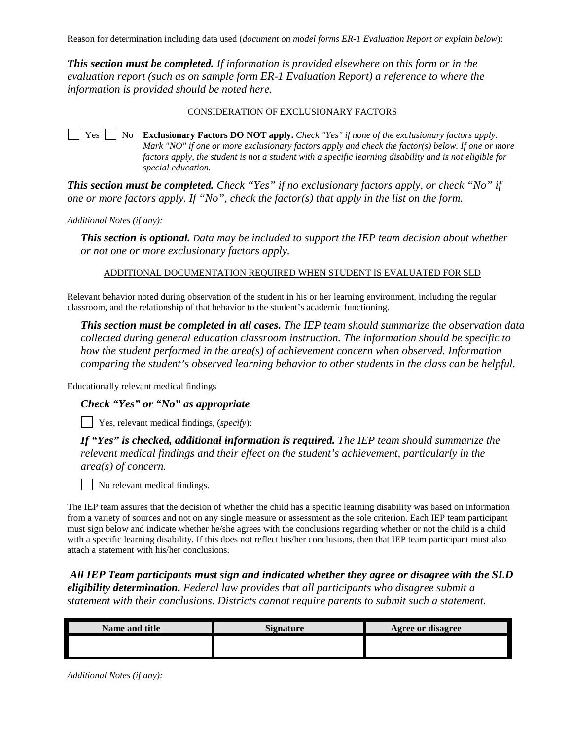Reason for determination including data used (*document on model forms ER-1 Evaluation Report or explain below*):

***This section must be completed.*** *If information is provided elsewhere on this form or in the evaluation report (such as on sample form ER-1 Evaluation Report) a reference to where the information is provided should be noted here.*

CONSIDERATION OF EXCLUSIONARY FACTORS

☐ Yes ☐ No **Exclusionary Factors DO NOT apply.** *Check "Yes" if none of the exclusionary factors apply. Mark "NO" if one or more exclusionary factors apply and check the factor(s) below. If one or more factors apply, the student is not a student with a specific learning disability and is not eligible for special education.*

***This section must be completed.*** *Check "Yes" if no exclusionary factors apply, or check "No" if one or more factors apply. If "No", check the factor(s) that apply in the list on the form.*

*Additional Notes (if any):*

***This section is optional.*** *Data may be included to support the IEP team decision about whether or not one or more exclusionary factors apply.*

ADDITIONAL DOCUMENTATION REQUIRED WHEN STUDENT IS EVALUATED FOR SLD

Relevant behavior noted during observation of the student in his or her learning environment, including the regular classroom, and the relationship of that behavior to the student's academic functioning.

***This section must be completed in all cases.*** *The IEP team should summarize the observation data collected during general education classroom instruction. The information should be specific to how the student performed in the area(s) of achievement concern when observed. Information comparing the student's observed learning behavior to other students in the class can be helpful.*

Educationally relevant medical findings

***Check "Yes" or "No" as appropriate***

☐ Yes, relevant medical findings, (*specify*):

***If "Yes" is checked, additional information is required.*** *The IEP team should summarize the relevant medical findings and their effect on the student's achievement, particularly in the area(s) of concern.*

☐ No relevant medical findings.

The IEP team assures that the decision of whether the child has a specific learning disability was based on information from a variety of sources and not on any single measure or assessment as the sole criterion. Each IEP team participant must sign below and indicate whether he/she agrees with the conclusions regarding whether or not the child is a child with a specific learning disability. If this does not reflect his/her conclusions, then that IEP team participant must also attach a statement with his/her conclusions.

***All IEP Team participants must sign and indicated whether they agree or disagree with the SLD eligibility determination.*** *Federal law provides that all participants who disagree submit a statement with their conclusions. Districts cannot require parents to submit such a statement.*

| Name and title | Signature | Agree or disagree |
|---|---|---|
| | | |

*Additional Notes (if any):*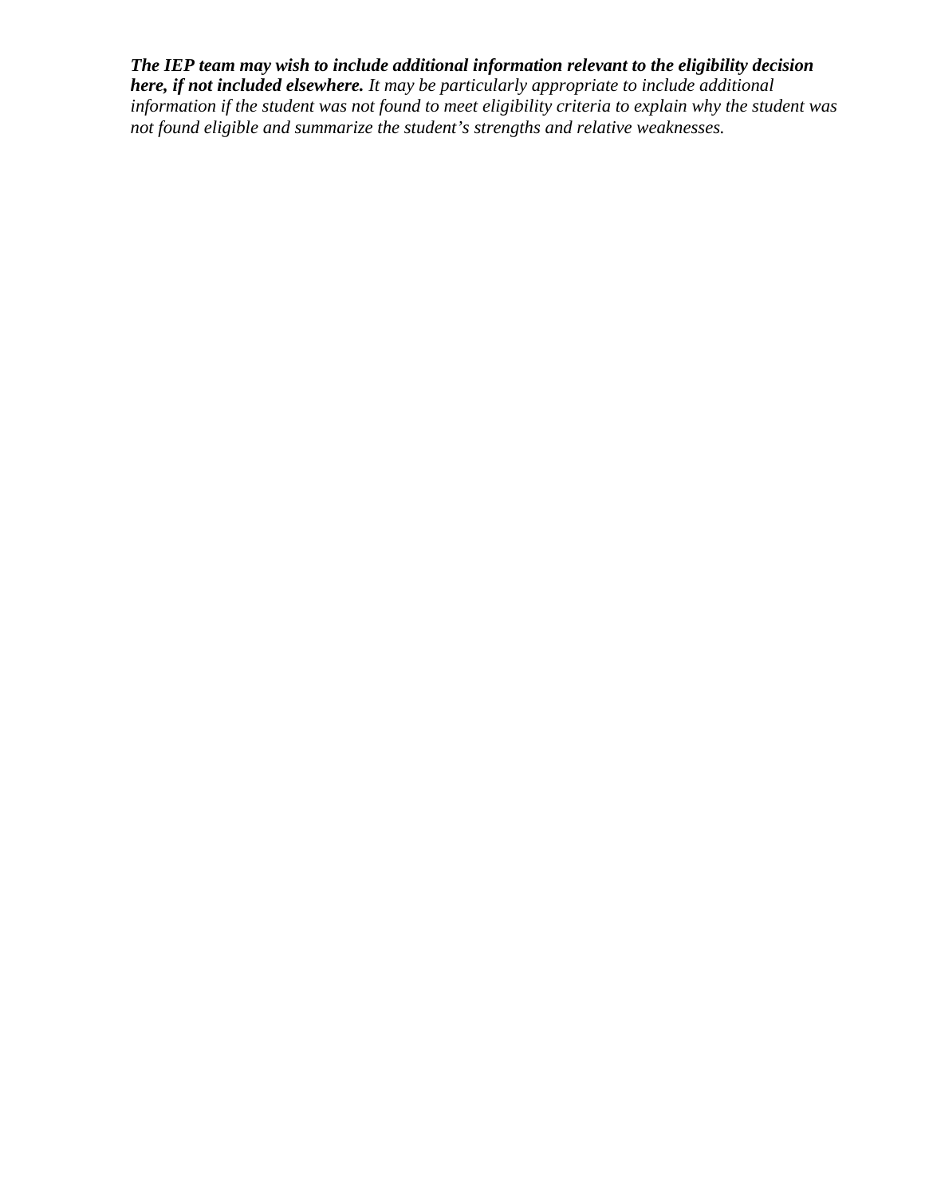***The IEP team may wish to include additional information relevant to the eligibility decision here, if not included elsewhere.*** *It may be particularly appropriate to include additional information if the student was not found to meet eligibility criteria to explain why the student was not found eligible and summarize the student's strengths and relative weaknesses.*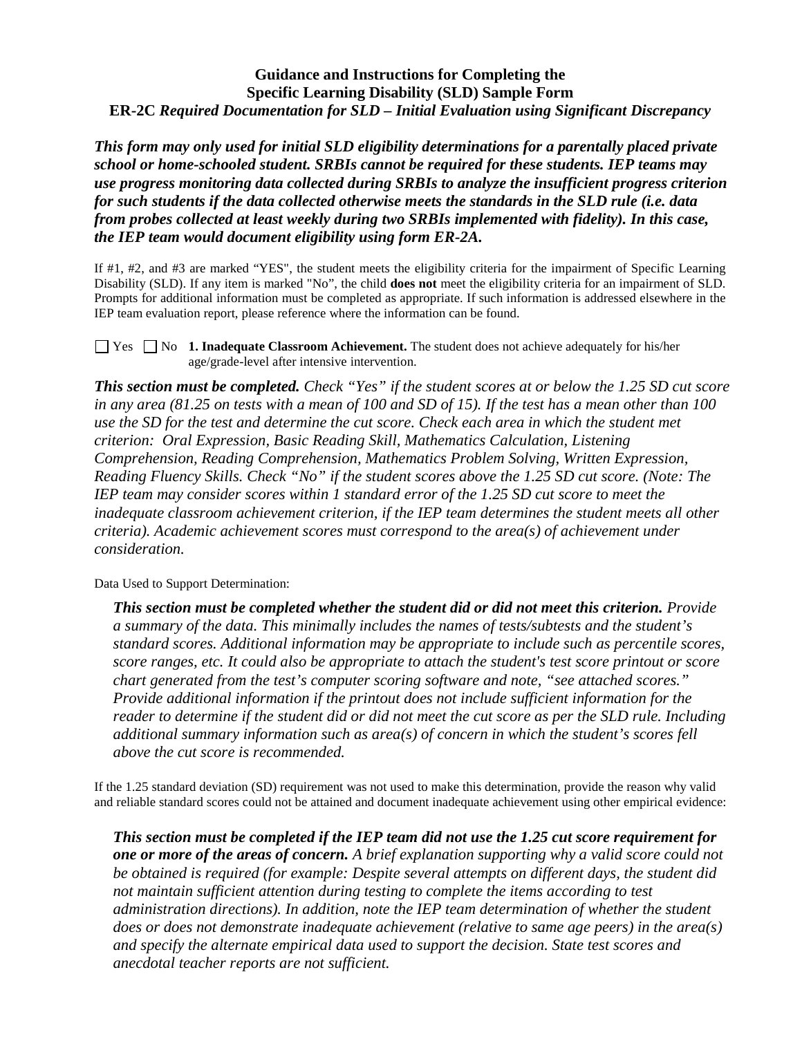# Guidance and Instructions for Completing the Specific Learning Disability (SLD) Sample Form
## ER-2C *Required Documentation for SLD – Initial Evaluation using Significant Discrepancy*

***This form may only used for initial SLD eligibility determinations for a parentally placed private school or home-schooled student. SRBIs cannot be required for these students. IEP teams may use progress monitoring data collected during SRBIs to analyze the insufficient progress criterion for such students if the data collected otherwise meets the standards in the SLD rule (i.e. data from probes collected at least weekly during two SRBIs implemented with fidelity). In this case, the IEP team would document eligibility using form ER-2A.***

If #1, #2, and #3 are marked "YES", the student meets the eligibility criteria for the impairment of Specific Learning Disability (SLD). If any item is marked "No", the child **does not** meet the eligibility criteria for an impairment of SLD. Prompts for additional information must be completed as appropriate. If such information is addressed elsewhere in the IEP team evaluation report, please reference where the information can be found.

☐ Yes ☐ No **1. Inadequate Classroom Achievement.** The student does not achieve adequately for his/her age/grade-level after intensive intervention.

***This section must be completed.*** *Check "Yes" if the student scores at or below the 1.25 SD cut score in any area (81.25 on tests with a mean of 100 and SD of 15). If the test has a mean other than 100 use the SD for the test and determine the cut score. Check each area in which the student met criterion: Oral Expression, Basic Reading Skill, Mathematics Calculation, Listening Comprehension, Reading Comprehension, Mathematics Problem Solving, Written Expression, Reading Fluency Skills. Check "No" if the student scores above the 1.25 SD cut score. (Note: The IEP team may consider scores within 1 standard error of the 1.25 SD cut score to meet the inadequate classroom achievement criterion, if the IEP team determines the student meets all other criteria). Academic achievement scores must correspond to the area(s) of achievement under consideration.*

Data Used to Support Determination:

> ***This section must be completed whether the student did or did not meet this criterion.*** *Provide a summary of the data. This minimally includes the names of tests/subtests and the student's standard scores. Additional information may be appropriate to include such as percentile scores, score ranges, etc. It could also be appropriate to attach the student's test score printout or score chart generated from the test's computer scoring software and note, "see attached scores." Provide additional information if the printout does not include sufficient information for the reader to determine if the student did or did not meet the cut score as per the SLD rule. Including additional summary information such as area(s) of concern in which the student's scores fell above the cut score is recommended.*

If the 1.25 standard deviation (SD) requirement was not used to make this determination, provide the reason why valid and reliable standard scores could not be attained and document inadequate achievement using other empirical evidence:

> ***This section must be completed if the IEP team did not use the 1.25 cut score requirement for one or more of the areas of concern.*** *A brief explanation supporting why a valid score could not be obtained is required (for example: Despite several attempts on different days, the student did not maintain sufficient attention during testing to complete the items according to test administration directions). In addition, note the IEP team determination of whether the student does or does not demonstrate inadequate achievement (relative to same age peers) in the area(s) and specify the alternate empirical data used to support the decision. State test scores and anecdotal teacher reports are not sufficient.*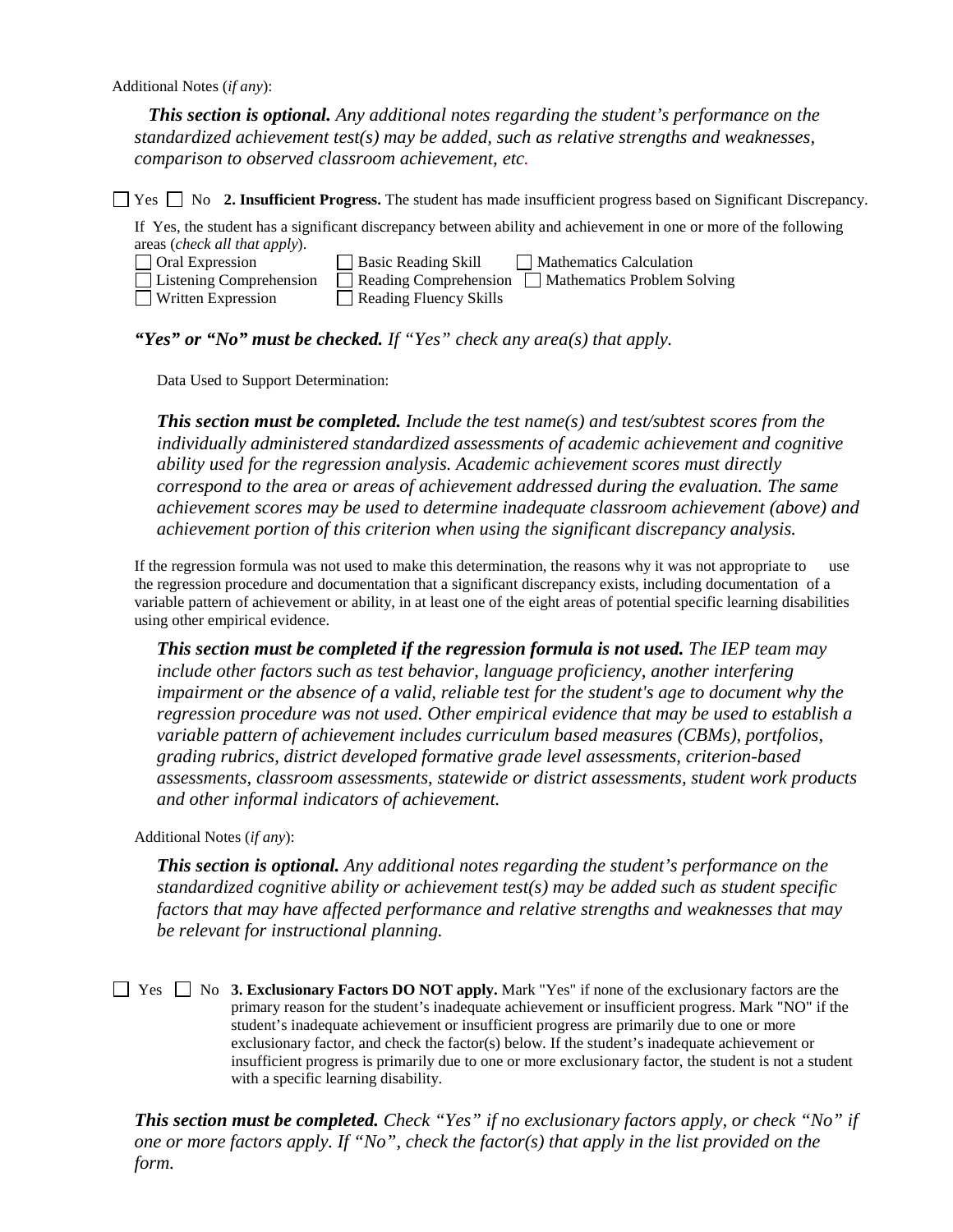Additional Notes (*if any*):

***This section is optional.*** *Any additional notes regarding the student's performance on the standardized achievement test(s) may be added, such as relative strengths and weaknesses, comparison to observed classroom achievement, etc.*

☐ Yes ☐ No **2. Insufficient Progress.** The student has made insufficient progress based on Significant Discrepancy.

If Yes, the student has a significant discrepancy between ability and achievement in one or more of the following areas (*check all that apply*).

☐ Oral Expression ☐ Basic Reading Skill ☐ Mathematics Calculation
☐ Listening Comprehension ☐ Reading Comprehension ☐ Mathematics Problem Solving
☐ Written Expression ☐ Reading Fluency Skills

***"Yes" or "No" must be checked.*** *If "Yes" check any area(s) that apply.*

Data Used to Support Determination:

***This section must be completed.*** *Include the test name(s) and test/subtest scores from the individually administered standardized assessments of academic achievement and cognitive ability used for the regression analysis. Academic achievement scores must directly correspond to the area or areas of achievement addressed during the evaluation. The same achievement scores may be used to determine inadequate classroom achievement (above) and achievement portion of this criterion when using the significant discrepancy analysis.*

If the regression formula was not used to make this determination, the reasons why it was not appropriate to use the regression procedure and documentation that a significant discrepancy exists, including documentation of a variable pattern of achievement or ability, in at least one of the eight areas of potential specific learning disabilities using other empirical evidence.

***This section must be completed if the regression formula is not used.*** *The IEP team may include other factors such as test behavior, language proficiency, another interfering impairment or the absence of a valid, reliable test for the student's age to document why the regression procedure was not used. Other empirical evidence that may be used to establish a variable pattern of achievement includes curriculum based measures (CBMs), portfolios, grading rubrics, district developed formative grade level assessments, criterion-based assessments, classroom assessments, statewide or district assessments, student work products and other informal indicators of achievement.*

Additional Notes (*if any*):

***This section is optional.*** *Any additional notes regarding the student's performance on the standardized cognitive ability or achievement test(s) may be added such as student specific factors that may have affected performance and relative strengths and weaknesses that may be relevant for instructional planning.*

☐ Yes ☐ No **3. Exclusionary Factors DO NOT apply.** Mark "Yes" if none of the exclusionary factors are the primary reason for the student's inadequate achievement or insufficient progress. Mark "NO" if the student's inadequate achievement or insufficient progress are primarily due to one or more exclusionary factor, and check the factor(s) below. If the student's inadequate achievement or insufficient progress is primarily due to one or more exclusionary factor, the student is not a student with a specific learning disability.

***This section must be completed.*** *Check "Yes" if no exclusionary factors apply, or check "No" if one or more factors apply. If "No", check the factor(s) that apply in the list provided on the form.*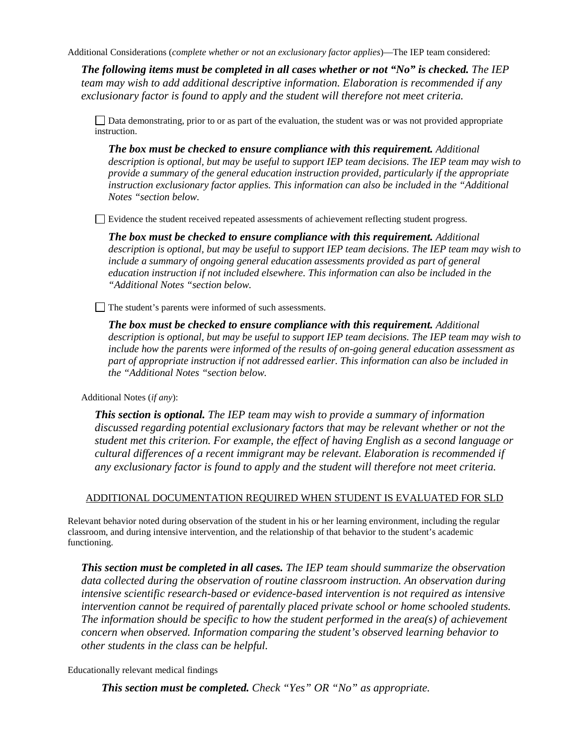Additional Considerations (*complete whether or not an exclusionary factor applies*)—The IEP team considered:

***The following items must be completed in all cases whether or not "No" is checked.*** *The IEP team may wish to add additional descriptive information. Elaboration is recommended if any exclusionary factor is found to apply and the student will therefore not meet criteria.*

☐ Data demonstrating, prior to or as part of the evaluation, the student was or was not provided appropriate instruction.

***The box must be checked to ensure compliance with this requirement.*** *Additional description is optional, but may be useful to support IEP team decisions. The IEP team may wish to provide a summary of the general education instruction provided, particularly if the appropriate instruction exclusionary factor applies. This information can also be included in the "Additional Notes "section below.*

☐ Evidence the student received repeated assessments of achievement reflecting student progress.

***The box must be checked to ensure compliance with this requirement.*** *Additional description is optional, but may be useful to support IEP team decisions. The IEP team may wish to include a summary of ongoing general education assessments provided as part of general education instruction if not included elsewhere. This information can also be included in the "Additional Notes "section below.*

☐ The student's parents were informed of such assessments.

***The box must be checked to ensure compliance with this requirement.*** *Additional description is optional, but may be useful to support IEP team decisions. The IEP team may wish to include how the parents were informed of the results of on-going general education assessment as part of appropriate instruction if not addressed earlier. This information can also be included in the "Additional Notes "section below.*

Additional Notes (*if any*):

***This section is optional.*** *The IEP team may wish to provide a summary of information discussed regarding potential exclusionary factors that may be relevant whether or not the student met this criterion. For example, the effect of having English as a second language or cultural differences of a recent immigrant may be relevant. Elaboration is recommended if any exclusionary factor is found to apply and the student will therefore not meet criteria.*

<u>ADDITIONAL DOCUMENTATION REQUIRED WHEN STUDENT IS EVALUATED FOR SLD</u>

Relevant behavior noted during observation of the student in his or her learning environment, including the regular classroom, and during intensive intervention, and the relationship of that behavior to the student's academic functioning.

***This section must be completed in all cases.*** *The IEP team should summarize the observation data collected during the observation of routine classroom instruction. An observation during intensive scientific research-based or evidence-based intervention is not required as intensive intervention cannot be required of parentally placed private school or home schooled students. The information should be specific to how the student performed in the area(s) of achievement concern when observed. Information comparing the student's observed learning behavior to other students in the class can be helpful.*

Educationally relevant medical findings

***This section must be completed.*** *Check "Yes" OR "No" as appropriate.*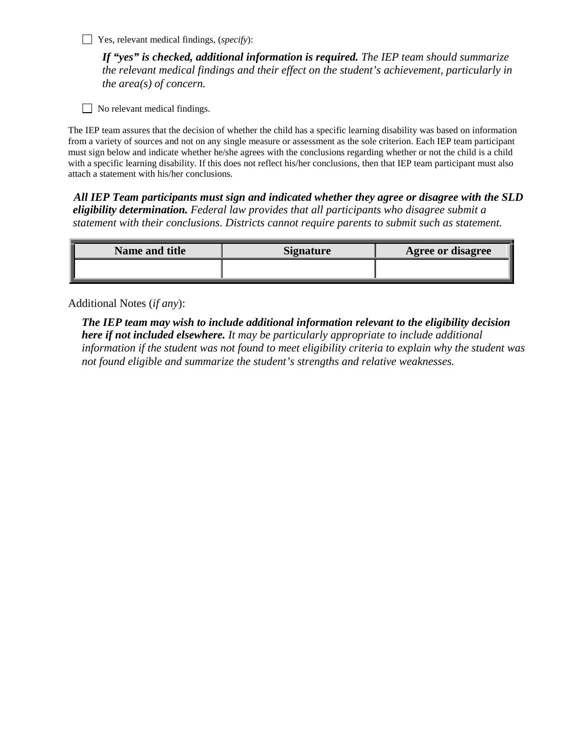☐ Yes, relevant medical findings, (*specify*):

> ***If "yes" is checked, additional information is required.*** *The IEP team should summarize the relevant medical findings and their effect on the student's achievement, particularly in the area(s) of concern.*

☐ No relevant medical findings.

The IEP team assures that the decision of whether the child has a specific learning disability was based on information from a variety of sources and not on any single measure or assessment as the sole criterion. Each IEP team participant must sign below and indicate whether he/she agrees with the conclusions regarding whether or not the child is a child with a specific learning disability. If this does not reflect his/her conclusions, then that IEP team participant must also attach a statement with his/her conclusions.

***All IEP Team participants must sign and indicated whether they agree or disagree with the SLD eligibility determination.*** *Federal law provides that all participants who disagree submit a statement with their conclusions. Districts cannot require parents to submit such as statement.*

| Name and title | Signature | Agree or disagree |
|---|---|---|
| | | |

Additional Notes (*if any*):

> ***The IEP team may wish to include additional information relevant to the eligibility decision here if not included elsewhere.*** *It may be particularly appropriate to include additional information if the student was not found to meet eligibility criteria to explain why the student was not found eligible and summarize the student's strengths and relative weaknesses.*